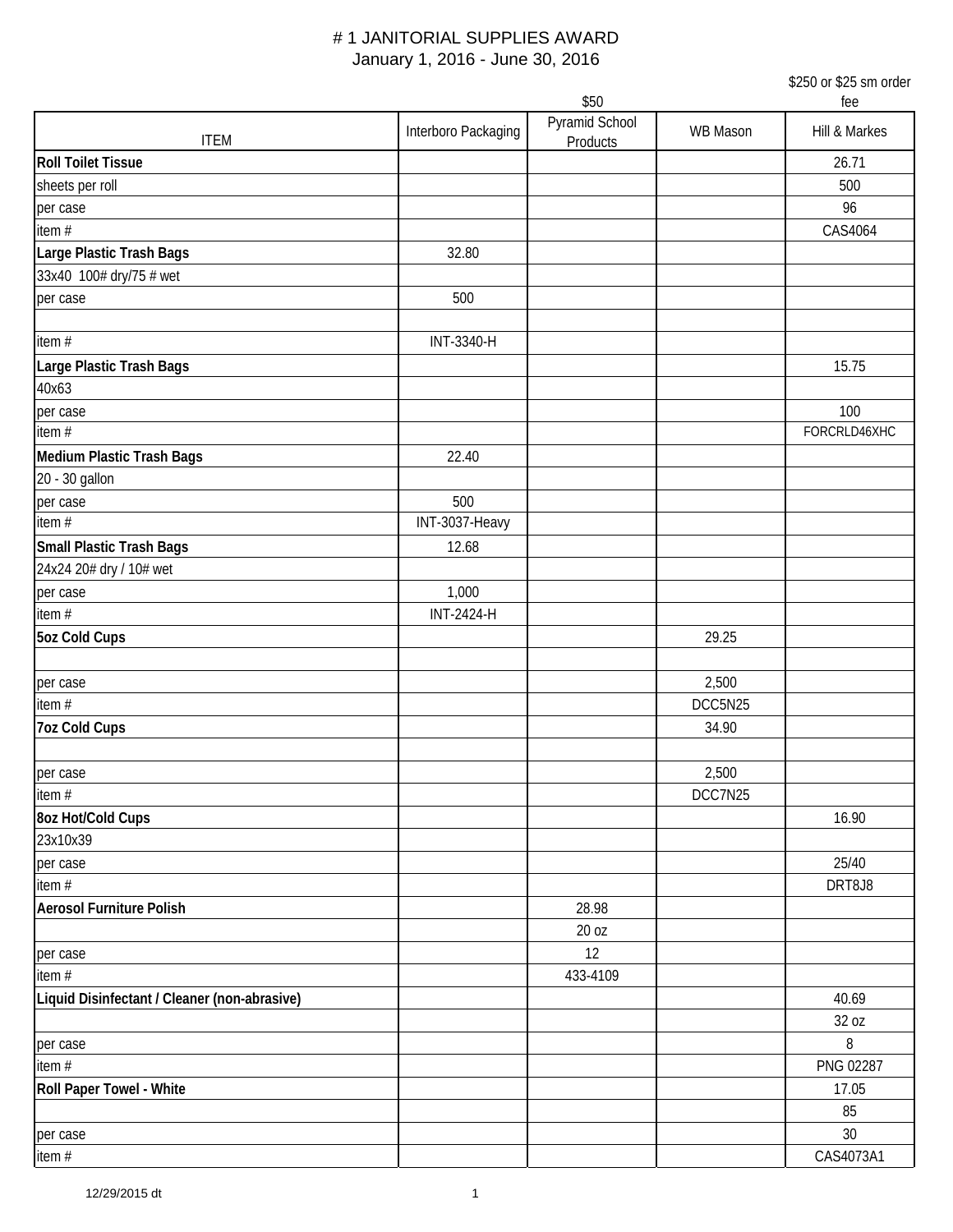# # 1 JANITORIAL SUPPLIES AWARD

January 1, 2016 - June 30, 2016

| ITEM | Interboro Packaging | $50<br>Pyramid School Products | WB Mason | $250 or $25 sm order fee<br>Hill & Markes |
|---|---|---|---|---|
| **Roll Toilet Tissue** | | | | 26.71 |
| sheets per roll | | | | 500 |
| per case | | | | 96 |
| item # | | | | CAS4064 |
| **Large Plastic Trash Bags** | 32.80 | | | |
| 33x40 100# dry/75 # wet | | | | |
| per case | 500 | | | |
| | | | | |
| item # | INT-3340-H | | | |
| **Large Plastic Trash Bags** | | | | 15.75 |
| 40x63 | | | | |
| per case | | | | 100 |
| item # | | | | FORCRLD46XHC |
| **Medium Plastic Trash Bags** | 22.40 | | | |
| 20 - 30 gallon | | | | |
| per case | 500 | | | |
| item # | INT-3037-Heavy | | | |
| **Small Plastic Trash Bags** | 12.68 | | | |
| 24x24 20# dry / 10# wet | | | | |
| per case | 1,000 | | | |
| item # | INT-2424-H | | | |
| **5oz Cold Cups** | | | 29.25 | |
| | | | | |
| per case | | | 2,500 | |
| item # | | | DCC5N25 | |
| **7oz Cold Cups** | | | 34.90 | |
| | | | | |
| per case | | | 2,500 | |
| item # | | | DCC7N25 | |
| **8oz Hot/Cold Cups** | | | | 16.90 |
| 23x10x39 | | | | |
| per case | | | | 25/40 |
| item # | | | | DRT8J8 |
| **Aerosol Furniture Polish** | | 28.98 | | |
| | | 20 oz | | |
| per case | | 12 | | |
| item # | | 433-4109 | | |
| **Liquid Disinfectant / Cleaner (non-abrasive)** | | | | 40.69 |
| | | | | 32 oz |
| per case | | | | 8 |
| item # | | | | PNG 02287 |
| **Roll Paper Towel - White** | | | | 17.05 |
| | | | | 85 |
| per case | | | | 30 |
| item # | | | | CAS4073A1 |

12/29/2015 dt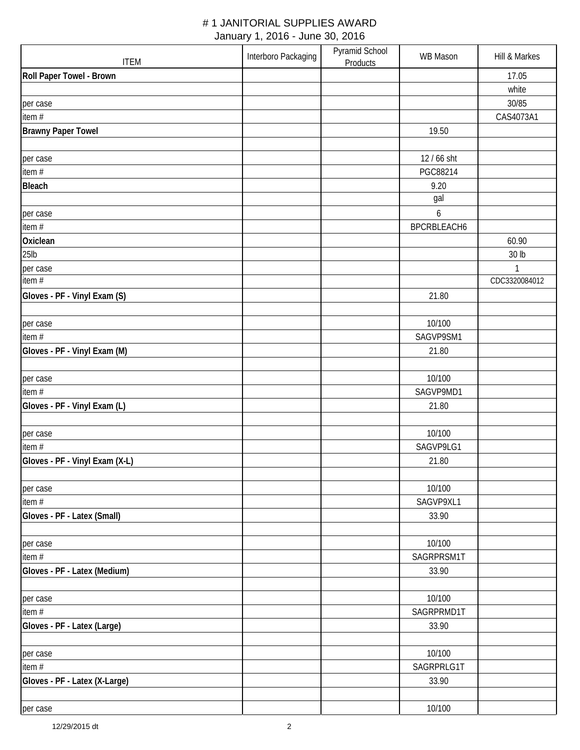# # 1 JANITORIAL SUPPLIES AWARD

January 1, 2016 - June 30, 2016

| ITEM | Interboro Packaging | Pyramid School Products | WB Mason | Hill & Markes |
|---|---|---|---|---|
| **Roll Paper Towel - Brown** | | | | 17.05 |
| | | | | white |
| per case | | | | 30/85 |
| item # | | | | CAS4073A1 |
| **Brawny Paper Towel** | | | 19.50 | |
| | | | | |
| per case | | | 12 / 66 sht | |
| item # | | | PGC88214 | |
| **Bleach** | | | 9.20 | |
| | | | gal | |
| per case | | | 6 | |
| item # | | | BPCRBLEACH6 | |
| **Oxiclean** | | | | 60.90 |
| 25lb | | | | 30 lb |
| per case | | | | 1 |
| item # | | | | CDC3320084012 |
| **Gloves - PF - Vinyl Exam (S)** | | | 21.80 | |
| | | | | |
| per case | | | 10/100 | |
| item # | | | SAGVP9SM1 | |
| **Gloves - PF - Vinyl Exam (M)** | | | 21.80 | |
| | | | | |
| per case | | | 10/100 | |
| item # | | | SAGVP9MD1 | |
| **Gloves - PF - Vinyl Exam (L)** | | | 21.80 | |
| | | | | |
| per case | | | 10/100 | |
| item # | | | SAGVP9LG1 | |
| **Gloves - PF - Vinyl Exam (X-L)** | | | 21.80 | |
| | | | | |
| per case | | | 10/100 | |
| item # | | | SAGVP9XL1 | |
| **Gloves - PF - Latex (Small)** | | | 33.90 | |
| | | | | |
| per case | | | 10/100 | |
| item # | | | SAGRPRSM1T | |
| **Gloves - PF - Latex (Medium)** | | | 33.90 | |
| | | | | |
| per case | | | 10/100 | |
| item # | | | SAGRPRMD1T | |
| **Gloves - PF - Latex (Large)** | | | 33.90 | |
| | | | | |
| per case | | | 10/100 | |
| item # | | | SAGRPRLG1T | |
| **Gloves - PF - Latex (X-Large)** | | | 33.90 | |
| | | | | |
| per case | | | 10/100 | |

12/29/2015 dt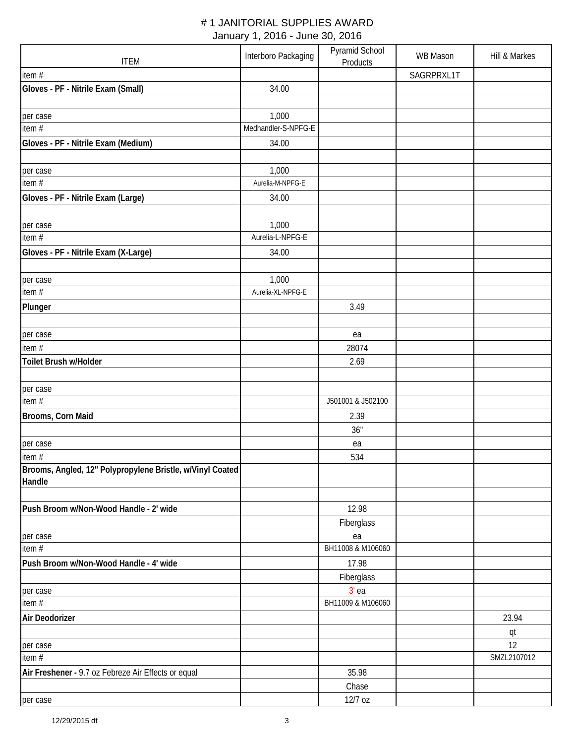# # 1 JANITORIAL SUPPLIES AWARD

January 1, 2016 - June 30, 2016

| ITEM | Interboro Packaging | Pyramid School Products | WB Mason | Hill & Markes |
|---|---|---|---|---|
| item # | | | SAGRPRXL1T | |
| **Gloves - PF - Nitrile Exam (Small)** | 34.00 | | | |
| | | | | |
| per case | 1,000 | | | |
| item # | Medhandler-S-NPFG-E | | | |
| **Gloves - PF - Nitrile Exam (Medium)** | 34.00 | | | |
| | | | | |
| per case | 1,000 | | | |
| item # | Aurelia-M-NPFG-E | | | |
| **Gloves - PF - Nitrile Exam (Large)** | 34.00 | | | |
| | | | | |
| per case | 1,000 | | | |
| item # | Aurelia-L-NPFG-E | | | |
| **Gloves - PF - Nitrile Exam (X-Large)** | 34.00 | | | |
| | | | | |
| per case | 1,000 | | | |
| item # | Aurelia-XL-NPFG-E | | | |
| **Plunger** | | 3.49 | | |
| | | | | |
| per case | | ea | | |
| item # | | 28074 | | |
| **Toilet Brush w/Holder** | | 2.69 | | |
| | | | | |
| per case | | | | |
| item # | | J501001 & J502100 | | |
| **Brooms, Corn Maid** | | 2.39 | | |
| | | 36" | | |
| per case | | ea | | |
| item # | | 534 | | |
| **Brooms, Angled, 12" Polypropylene Bristle, w/Vinyl Coated Handle** | | | | |
| | | | | |
| **Push Broom w/Non-Wood Handle - 2' wide** | | 12.98 | | |
| | | Fiberglass | | |
| per case | | ea | | |
| item # | | BH11008 & M106060 | | |
| **Push Broom w/Non-Wood Handle - 4' wide** | | 17.98 | | |
| | | Fiberglass | | |
| per case | | 3' ea | | |
| item # | | BH11009 & M106060 | | |
| **Air Deodorizer** | | | | 23.94 |
| | | | | qt |
| per case | | | | 12 |
| item # | | | | SMZL2107012 |
| **Air Freshener -** 9.7 oz Febreze Air Effects or equal | | 35.98 | | |
| | | Chase | | |
| per case | | 12/7 oz | | |

12/29/2015 dt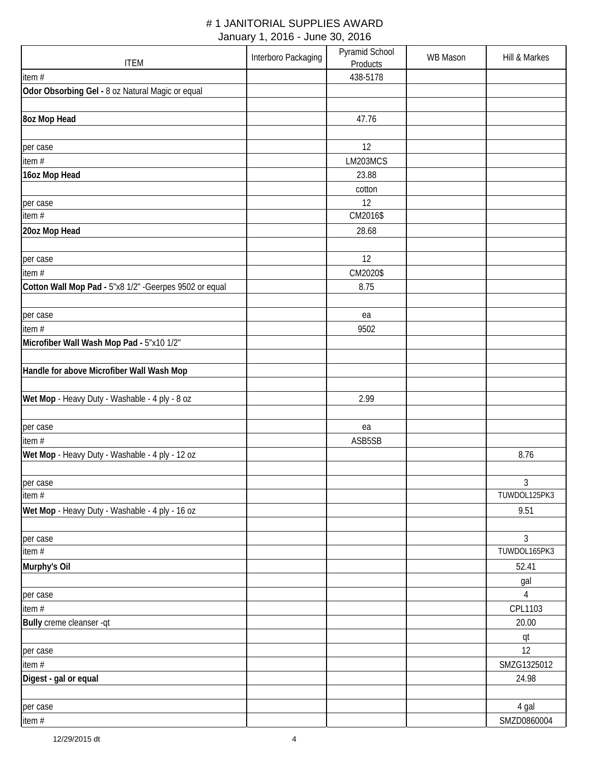# # 1 JANITORIAL SUPPLIES AWARD

January 1, 2016 - June 30, 2016

| ITEM | Interboro Packaging | Pyramid School Products | WB Mason | Hill & Markes |
|---|---|---|---|---|
| item # | | 438-5178 | | |
| **Odor Obsorbing Gel -** 8 oz Natural Magic or equal | | | | |
| | | | | |
| **8oz Mop Head** | | 47.76 | | |
| | | | | |
| per case | | 12 | | |
| item # | | LM203MCS | | |
| **16oz Mop Head** | | 23.88 | | |
| | | cotton | | |
| per case | | 12 | | |
| item # | | CM2016$ | | |
| **20oz Mop Head** | | 28.68 | | |
| | | | | |
| per case | | 12 | | |
| item # | | CM2020$ | | |
| **Cotton Wall Mop Pad -** 5"x8 1/2" -Geerpes 9502 or equal | | 8.75 | | |
| | | | | |
| per case | | ea | | |
| item # | | 9502 | | |
| **Microfiber Wall Wash Mop Pad -** 5"x10 1/2" | | | | |
| | | | | |
| **Handle for above Microfiber Wall Wash Mop** | | | | |
| | | | | |
| **Wet Mop** - Heavy Duty - Washable - 4 ply - 8 oz | | 2.99 | | |
| | | | | |
| per case | | ea | | |
| item # | | ASB5SB | | |
| **Wet Mop** - Heavy Duty - Washable - 4 ply - 12 oz | | | | 8.76 |
| | | | | |
| per case | | | | 3 |
| item # | | | | TUWDOL125PK3 |
| **Wet Mop** - Heavy Duty - Washable - 4 ply - 16 oz | | | | 9.51 |
| | | | | |
| per case | | | | 3 |
| item # | | | | TUWDOL165PK3 |
| **Murphy's Oil** | | | | 52.41 |
| | | | | gal |
| per case | | | | 4 |
| item # | | | | CPL1103 |
| **Bully** creme cleanser -qt | | | | 20.00 |
| | | | | qt |
| per case | | | | 12 |
| item # | | | | SMZG1325012 |
| **Digest - gal or equal** | | | | 24.98 |
| | | | | |
| per case | | | | 4 gal |
| item # | | | | SMZD0860004 |

12/29/2015 dt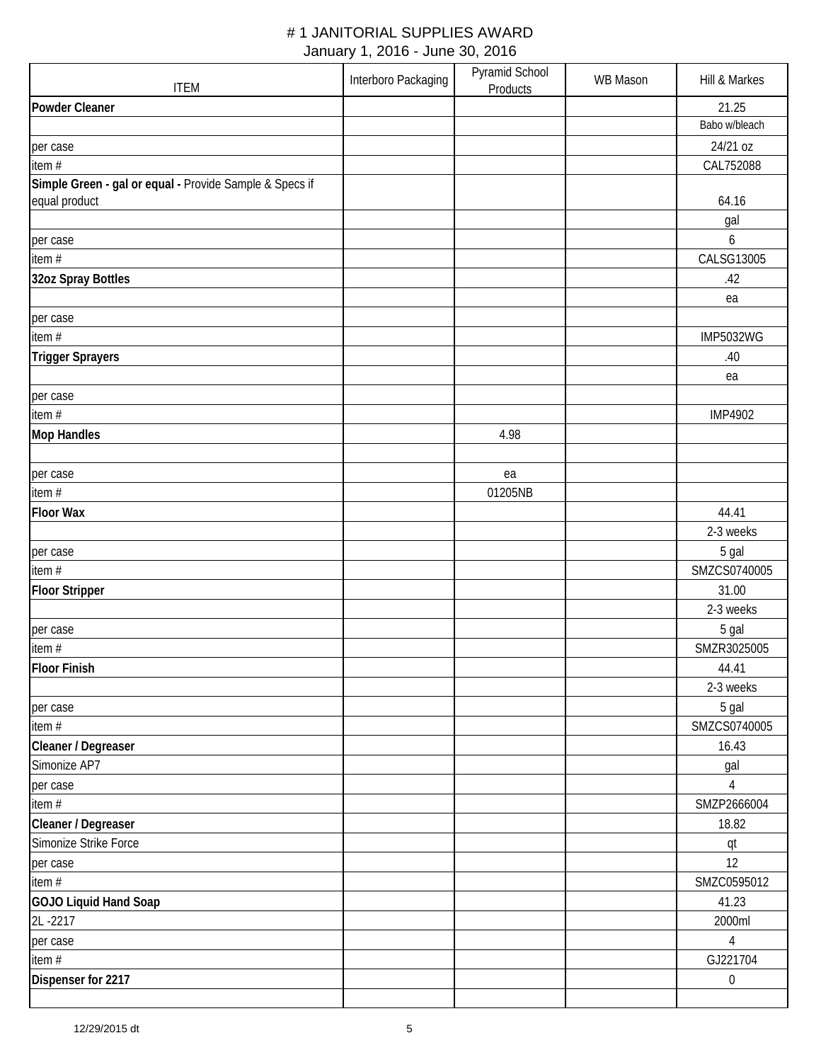# # 1 JANITORIAL SUPPLIES AWARD

## January 1, 2016 - June 30, 2016

| ITEM | Interboro Packaging | Pyramid School Products | WB Mason | Hill & Markes |
|---|---|---|---|---|
| **Powder Cleaner** | | | | 21.25 |
| | | | | Babo w/bleach |
| per case | | | | 24/21 oz |
| item # | | | | CAL752088 |
| **Simple Green - gal or equal -** Provide Sample & Specs if equal product | | | | 64.16 |
| | | | | gal |
| per case | | | | 6 |
| item # | | | | CALSG13005 |
| **32oz Spray Bottles** | | | | .42 |
| | | | | ea |
| per case | | | | |
| item # | | | | IMP5032WG |
| **Trigger Sprayers** | | | | .40 |
| | | | | ea |
| per case | | | | |
| item # | | | | IMP4902 |
| **Mop Handles** | | 4.98 | | |
| | | | | |
| per case | | ea | | |
| item # | | 01205NB | | |
| **Floor Wax** | | | | 44.41 |
| | | | | 2-3 weeks |
| per case | | | | 5 gal |
| item # | | | | SMZCS0740005 |
| **Floor Stripper** | | | | 31.00 |
| | | | | 2-3 weeks |
| per case | | | | 5 gal |
| item # | | | | SMZR3025005 |
| **Floor Finish** | | | | 44.41 |
| | | | | 2-3 weeks |
| per case | | | | 5 gal |
| item # | | | | SMZCS0740005 |
| **Cleaner / Degreaser** | | | | 16.43 |
| Simonize AP7 | | | | gal |
| per case | | | | 4 |
| item # | | | | SMZP2666004 |
| **Cleaner / Degreaser** | | | | 18.82 |
| Simonize Strike Force | | | | qt |
| per case | | | | 12 |
| item # | | | | SMZC0595012 |
| **GOJO Liquid Hand Soap** | | | | 41.23 |
| 2L -2217 | | | | 2000ml |
| per case | | | | 4 |
| item # | | | | GJ221704 |
| **Dispenser for 2217** | | | | 0 |
| | | | | |

12/29/2015 dt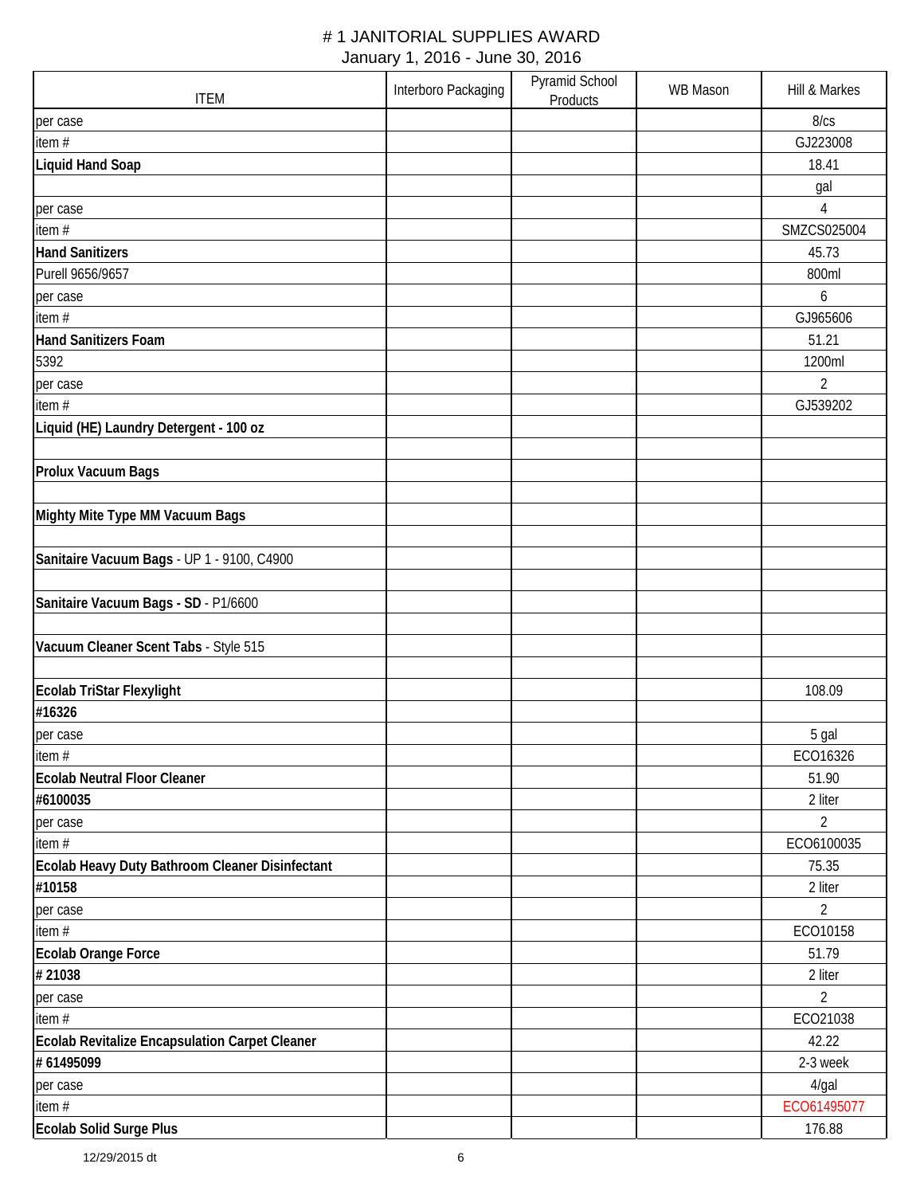#  # 1 JANITORIAL SUPPLIES AWARD

January 1, 2016 - June 30, 2016

| ITEM | Interboro Packaging | Pyramid School Products | WB Mason | Hill & Markes |
|---|---|---|---|---|
| per case | | | | 8/cs |
| item # | | | | GJ223008 |
| **Liquid Hand Soap** | | | | 18.41 |
| | | | | gal |
| per case | | | | 4 |
| item # | | | | SMZCS025004 |
| **Hand Sanitizers** | | | | 45.73 |
| Purell 9656/9657 | | | | 800ml |
| per case | | | | 6 |
| item # | | | | GJ965606 |
| **Hand Sanitizers Foam** | | | | 51.21 |
| 5392 | | | | 1200ml |
| per case | | | | 2 |
| item # | | | | GJ539202 |
| **Liquid (HE) Laundry Detergent - 100 oz** | | | | |
| | | | | |
| **Prolux Vacuum Bags** | | | | |
| | | | | |
| **Mighty Mite Type MM Vacuum Bags** | | | | |
| | | | | |
| **Sanitaire Vacuum Bags** - UP 1 - 9100, C4900 | | | | |
| | | | | |
| **Sanitaire Vacuum Bags - SD** - P1/6600 | | | | |
| | | | | |
| **Vacuum Cleaner Scent Tabs** - Style 515 | | | | |
| | | | | |
| **Ecolab TriStar Flexylight** | | | | 108.09 |
| **#16326** | | | | |
| per case | | | | 5 gal |
| item # | | | | ECO16326 |
| **Ecolab Neutral Floor Cleaner** | | | | 51.90 |
| **#6100035** | | | | 2 liter |
| per case | | | | 2 |
| item # | | | | ECO6100035 |
| **Ecolab Heavy Duty Bathroom Cleaner Disinfectant** | | | | 75.35 |
| **#10158** | | | | 2 liter |
| per case | | | | 2 |
| item # | | | | ECO10158 |
| **Ecolab Orange Force** | | | | 51.79 |
| **# 21038** | | | | 2 liter |
| per case | | | | 2 |
| item # | | | | ECO21038 |
| **Ecolab Revitalize Encapsulation Carpet Cleaner** | | | | 42.22 |
| **# 61495099** | | | | 2-3 week |
| per case | | | | 4/gal |
| item # | | | | ECO61495077 |
| **Ecolab Solid Surge Plus** | | | | 176.88 |

12/29/2015 dt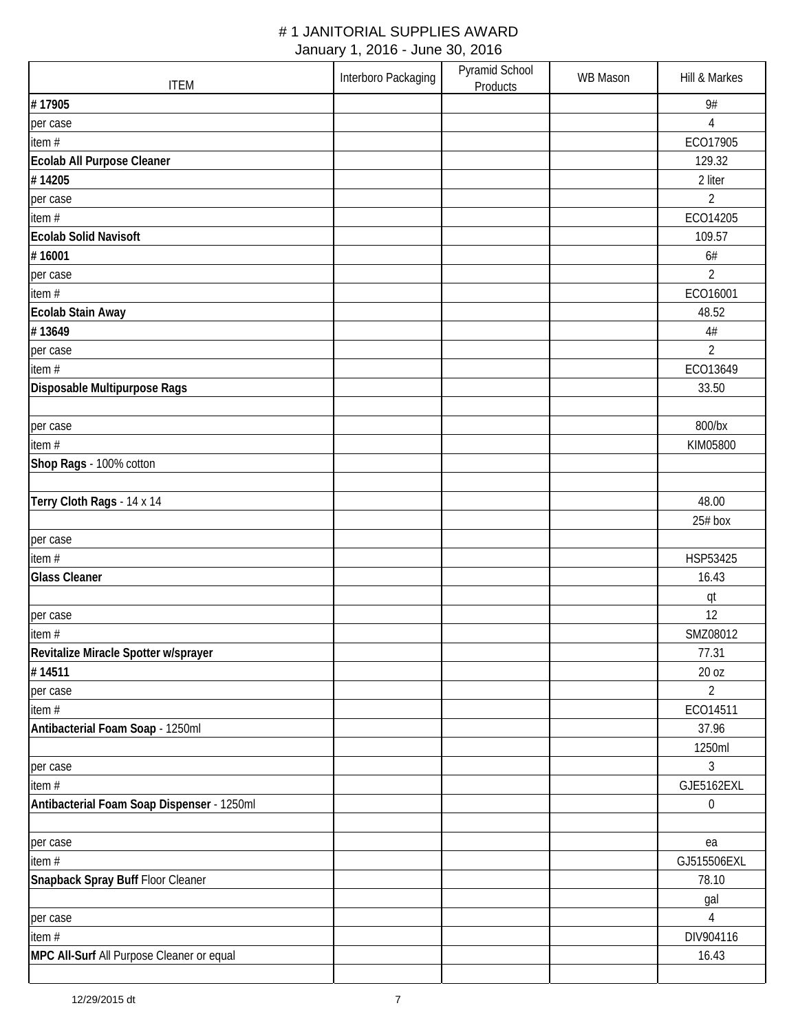# # 1 JANITORIAL SUPPLIES AWARD

January 1, 2016 - June 30, 2016

| ITEM | Interboro Packaging | Pyramid School Products | WB Mason | Hill & Markes |
|---|---|---|---|---|
| **# 17905** | | | | 9# |
| per case | | | | 4 |
| item # | | | | ECO17905 |
| **Ecolab All Purpose Cleaner** | | | | 129.32 |
| **# 14205** | | | | 2 liter |
| per case | | | | 2 |
| item # | | | | ECO14205 |
| **Ecolab Solid Navisoft** | | | | 109.57 |
| **# 16001** | | | | 6# |
| per case | | | | 2 |
| item # | | | | ECO16001 |
| **Ecolab Stain Away** | | | | 48.52 |
| **# 13649** | | | | 4# |
| per case | | | | 2 |
| item # | | | | ECO13649 |
| **Disposable Multipurpose Rags** | | | | 33.50 |
| | | | | |
| per case | | | | 800/bx |
| item # | | | | KIM05800 |
| **Shop Rags** - 100% cotton | | | | |
| | | | | |
| **Terry Cloth Rags** - 14 x 14 | | | | 48.00 |
| | | | | 25# box |
| per case | | | | |
| item # | | | | HSP53425 |
| **Glass Cleaner** | | | | 16.43 |
| | | | | qt |
| per case | | | | 12 |
| item # | | | | SMZ08012 |
| **Revitalize Miracle Spotter w/sprayer** | | | | 77.31 |
| **# 14511** | | | | 20 oz |
| per case | | | | 2 |
| item # | | | | ECO14511 |
| **Antibacterial Foam Soap** - 1250ml | | | | 37.96 |
| | | | | 1250ml |
| per case | | | | 3 |
| item # | | | | GJE5162EXL |
| **Antibacterial Foam Soap Dispenser** - 1250ml | | | | 0 |
| | | | | |
| per case | | | | ea |
| item # | | | | GJ515506EXL |
| **Snapback Spray Buff** Floor Cleaner | | | | 78.10 |
| | | | | gal |
| per case | | | | 4 |
| item # | | | | DIV904116 |
| **MPC All-Surf** All Purpose Cleaner or equal | | | | 16.43 |
| | | | | |

12/29/2015 dt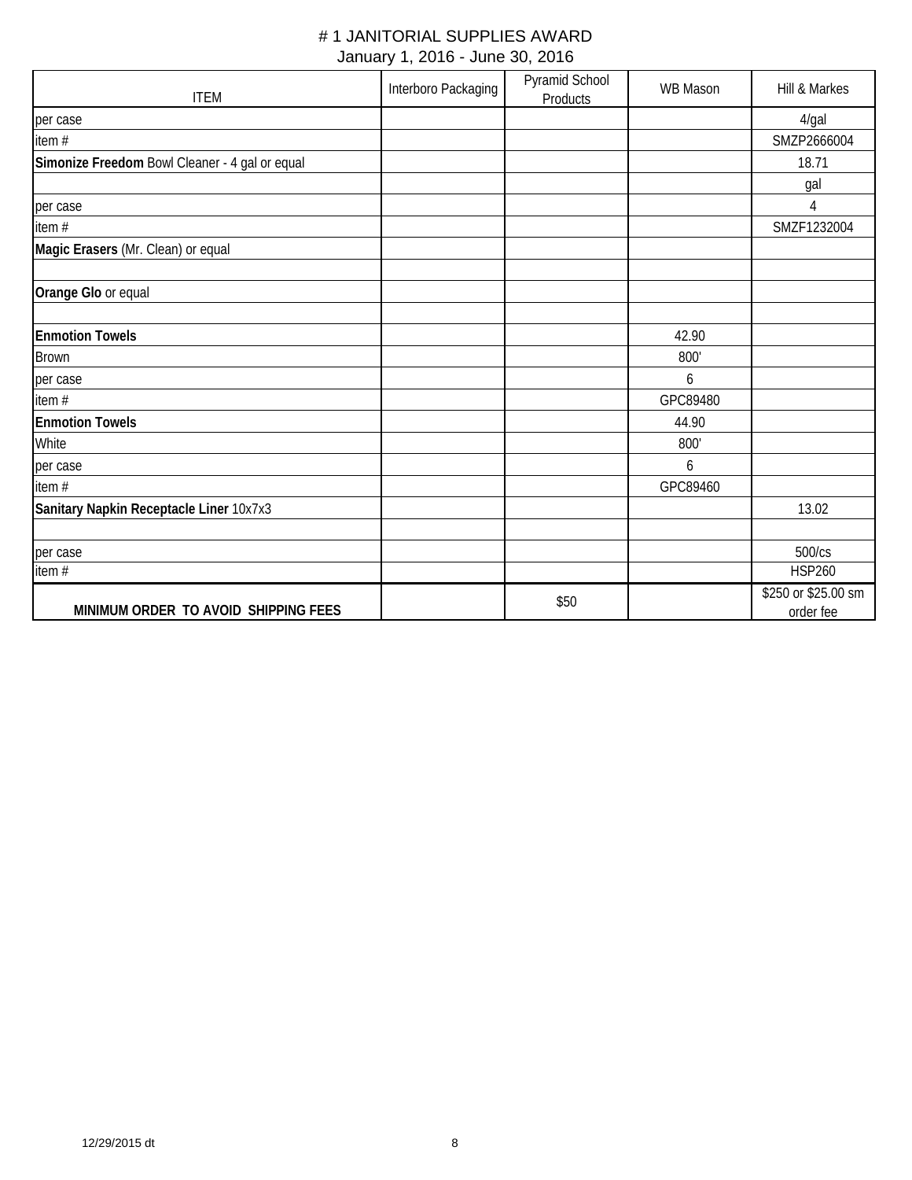# # 1 JANITORIAL SUPPLIES AWARD

January 1, 2016 - June 30, 2016

| ITEM | Interboro Packaging | Pyramid School Products | WB Mason | Hill & Markes |
|---|---|---|---|---|
| per case | | | | 4/gal |
| item # | | | | SMZP2666004 |
| **Simonize Freedom** Bowl Cleaner - 4 gal or equal | | | | 18.71 |
| | | | | gal |
| per case | | | | 4 |
| item # | | | | SMZF1232004 |
| **Magic Erasers** (Mr. Clean) or equal | | | | |
| | | | | |
| **Orange Glo** or equal | | | | |
| | | | | |
| **Enmotion Towels** | | | 42.90 | |
| Brown | | | 800' | |
| per case | | | 6 | |
| item # | | | GPC89480 | |
| **Enmotion Towels** | | | 44.90 | |
| White | | | 800' | |
| per case | | | 6 | |
| item # | | | GPC89460 | |
| **Sanitary Napkin Receptacle Liner** 10x7x3 | | | | 13.02 |
| | | | | |
| per case | | | | 500/cs |
| item # | | | | HSP260 |
| **MINIMUM ORDER TO AVOID SHIPPING FEES** | | $50 | | $250 or $25.00 sm order fee |

12/29/2015 dt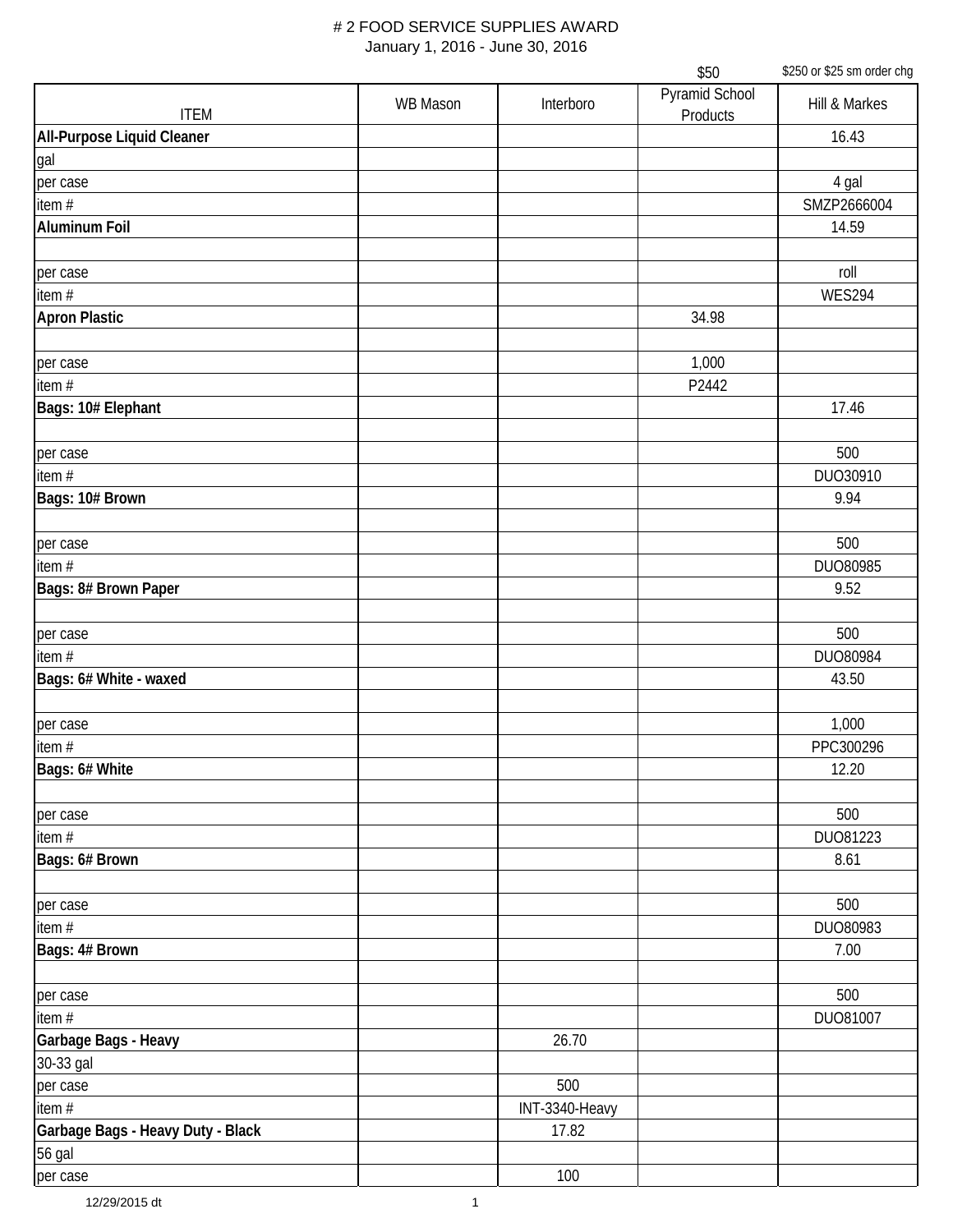# # 2 FOOD SERVICE SUPPLIES AWARD

January 1, 2016 - June 30, 2016

| ITEM | WB Mason | Interboro | $50<br>Pyramid School Products | $250 or $25 sm order chg<br>Hill & Markes |
|---|---|---|---|---|
| **All-Purpose Liquid Cleaner** | | | | 16.43 |
| gal | | | | |
| per case | | | | 4 gal |
| item # | | | | SMZP2666004 |
| **Aluminum Foil** | | | | 14.59 |
| | | | | |
| per case | | | | roll |
| item # | | | | WES294 |
| **Apron Plastic** | | | 34.98 | |
| | | | | |
| per case | | | 1,000 | |
| item # | | | P2442 | |
| **Bags: 10# Elephant** | | | | 17.46 |
| | | | | |
| per case | | | | 500 |
| item # | | | | DUO30910 |
| **Bags: 10# Brown** | | | | 9.94 |
| | | | | |
| per case | | | | 500 |
| item # | | | | DUO80985 |
| **Bags: 8# Brown Paper** | | | | 9.52 |
| | | | | |
| per case | | | | 500 |
| item # | | | | DUO80984 |
| **Bags: 6# White - waxed** | | | | 43.50 |
| | | | | |
| per case | | | | 1,000 |
| item # | | | | PPC300296 |
| **Bags: 6# White** | | | | 12.20 |
| | | | | |
| per case | | | | 500 |
| item # | | | | DUO81223 |
| **Bags: 6# Brown** | | | | 8.61 |
| | | | | |
| per case | | | | 500 |
| item # | | | | DUO80983 |
| **Bags: 4# Brown** | | | | 7.00 |
| | | | | |
| per case | | | | 500 |
| item # | | | | DUO81007 |
| **Garbage Bags - Heavy** | | 26.70 | | |
| 30-33 gal | | | | |
| per case | | 500 | | |
| item # | | INT-3340-Heavy | | |
| **Garbage Bags - Heavy Duty - Black** | | 17.82 | | |
| 56 gal | | | | |
| per case | | 100 | | |

12/29/2015 dt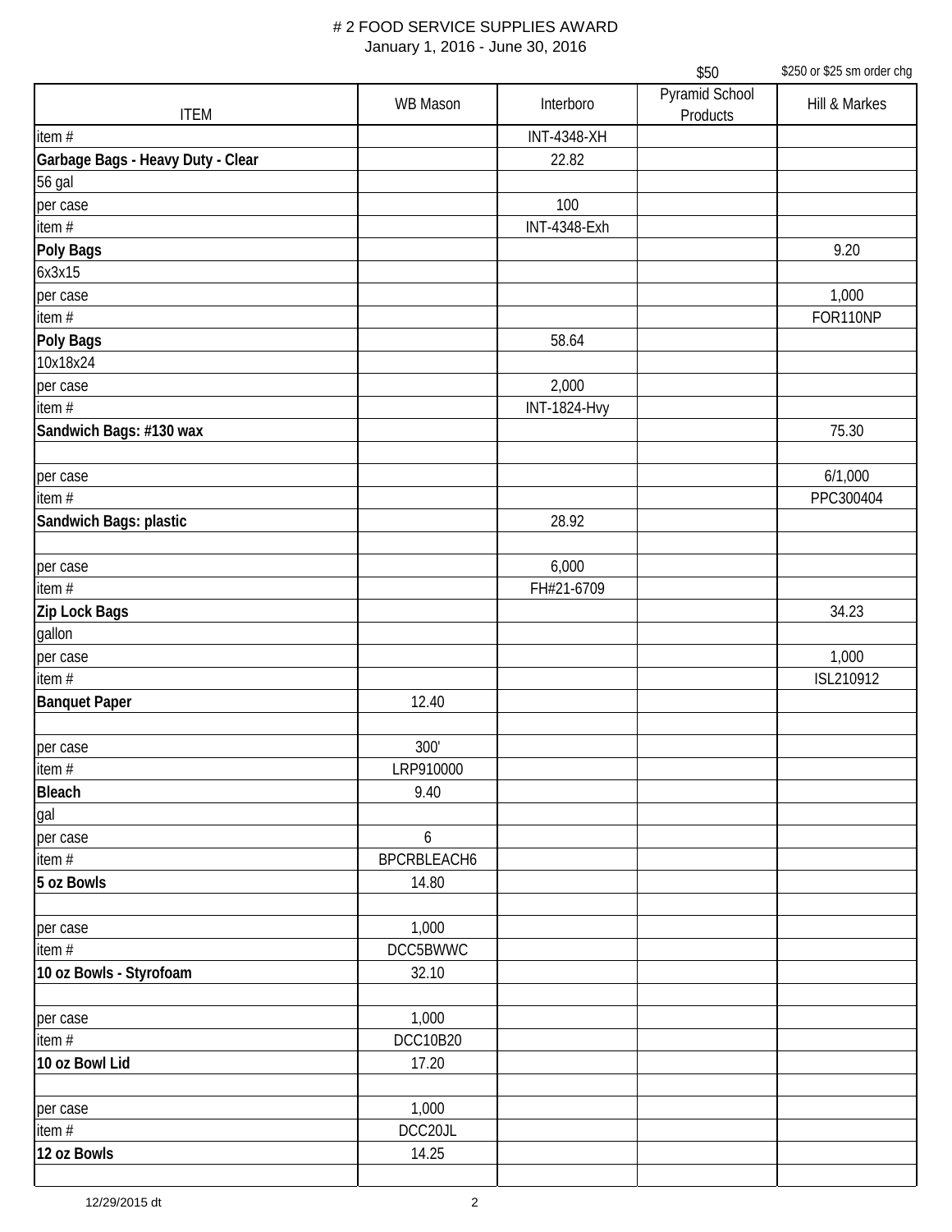# # 2 FOOD SERVICE SUPPLIES AWARD

January 1, 2016 - June 30, 2016

| | | | $50 | $250 or $25 sm order chg |
|---|---|---|---|---|
| ITEM | WB Mason | Interboro | Pyramid School Products | Hill & Markes |
| item # | | INT-4348-XH | | |
| **Garbage Bags - Heavy Duty - Clear** | | 22.82 | | |
| 56 gal | | | | |
| per case | | 100 | | |
| item # | | INT-4348-Exh | | |
| **Poly Bags** | | | | 9.20 |
| 6x3x15 | | | | |
| per case | | | | 1,000 |
| item # | | | | FOR110NP |
| **Poly Bags** | | 58.64 | | |
| 10x18x24 | | | | |
| per case | | 2,000 | | |
| item # | | INT-1824-Hvy | | |
| **Sandwich Bags: #130 wax** | | | | 75.30 |
| | | | | |
| per case | | | | 6/1,000 |
| item # | | | | PPC300404 |
| **Sandwich Bags: plastic** | | 28.92 | | |
| | | | | |
| per case | | 6,000 | | |
| item # | | FH#21-6709 | | |
| **Zip Lock Bags** | | | | 34.23 |
| gallon | | | | |
| per case | | | | 1,000 |
| item # | | | | ISL210912 |
| **Banquet Paper** | 12.40 | | | |
| | | | | |
| per case | 300' | | | |
| item # | LRP910000 | | | |
| **Bleach** | 9.40 | | | |
| gal | | | | |
| per case | 6 | | | |
| item # | BPCRBLEACH6 | | | |
| **5 oz Bowls** | 14.80 | | | |
| | | | | |
| per case | 1,000 | | | |
| item # | DCC5BWWC | | | |
| **10 oz Bowls - Styrofoam** | 32.10 | | | |
| | | | | |
| per case | 1,000 | | | |
| item # | DCC10B20 | | | |
| **10 oz Bowl Lid** | 17.20 | | | |
| | | | | |
| per case | 1,000 | | | |
| item # | DCC20JL | | | |
| **12 oz Bowls** | 14.25 | | | |
| | | | | |

12/29/2015 dt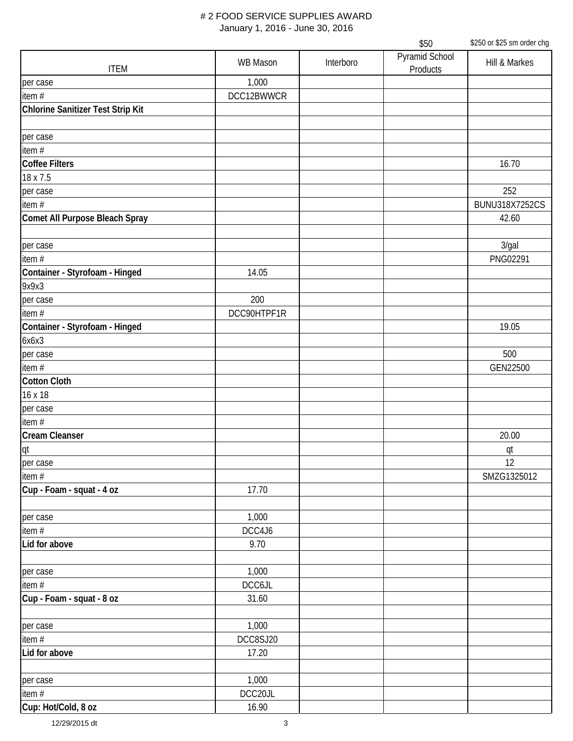# 2 FOOD SERVICE SUPPLIES AWARD

January 1, 2016 - June 30, 2016

| ITEM | WB Mason | Interboro | Pyramid School Products | Hill & Markes |
|---|---|---|---|---|
| | | | $50 | $250 or $25 sm order chg |
| per case | 1,000 | | | |
| item # | DCC12BWWCR | | | |
| **Chlorine Sanitizer Test Strip Kit** | | | | |
| | | | | |
| per case | | | | |
| item # | | | | |
| **Coffee Filters** | | | | 16.70 |
| 18 x 7.5 | | | | |
| per case | | | | 252 |
| item # | | | | BUNU318X7252CS |
| **Comet All Purpose Bleach Spray** | | | | 42.60 |
| | | | | |
| per case | | | | 3/gal |
| item # | | | | PNG02291 |
| **Container - Styrofoam - Hinged** | 14.05 | | | |
| 9x9x3 | | | | |
| per case | 200 | | | |
| item # | DCC90HTPF1R | | | |
| **Container - Styrofoam - Hinged** | | | | 19.05 |
| 6x6x3 | | | | |
| per case | | | | 500 |
| item # | | | | GEN22500 |
| **Cotton Cloth** | | | | |
| 16 x 18 | | | | |
| per case | | | | |
| item # | | | | |
| **Cream Cleanser** | | | | 20.00 |
| qt | | | | qt |
| per case | | | | 12 |
| item # | | | | SMZG1325012 |
| **Cup - Foam - squat - 4 oz** | 17.70 | | | |
| | | | | |
| per case | 1,000 | | | |
| item # | DCC4J6 | | | |
| **Lid for above** | 9.70 | | | |
| | | | | |
| per case | 1,000 | | | |
| item # | DCC6JL | | | |
| **Cup - Foam - squat - 8 oz** | 31.60 | | | |
| | | | | |
| per case | 1,000 | | | |
| item # | DCC8SJ20 | | | |
| **Lid for above** | 17.20 | | | |
| | | | | |
| per case | 1,000 | | | |
| item # | DCC20JL | | | |
| **Cup: Hot/Cold, 8 oz** | 16.90 | | | |

12/29/2015 dt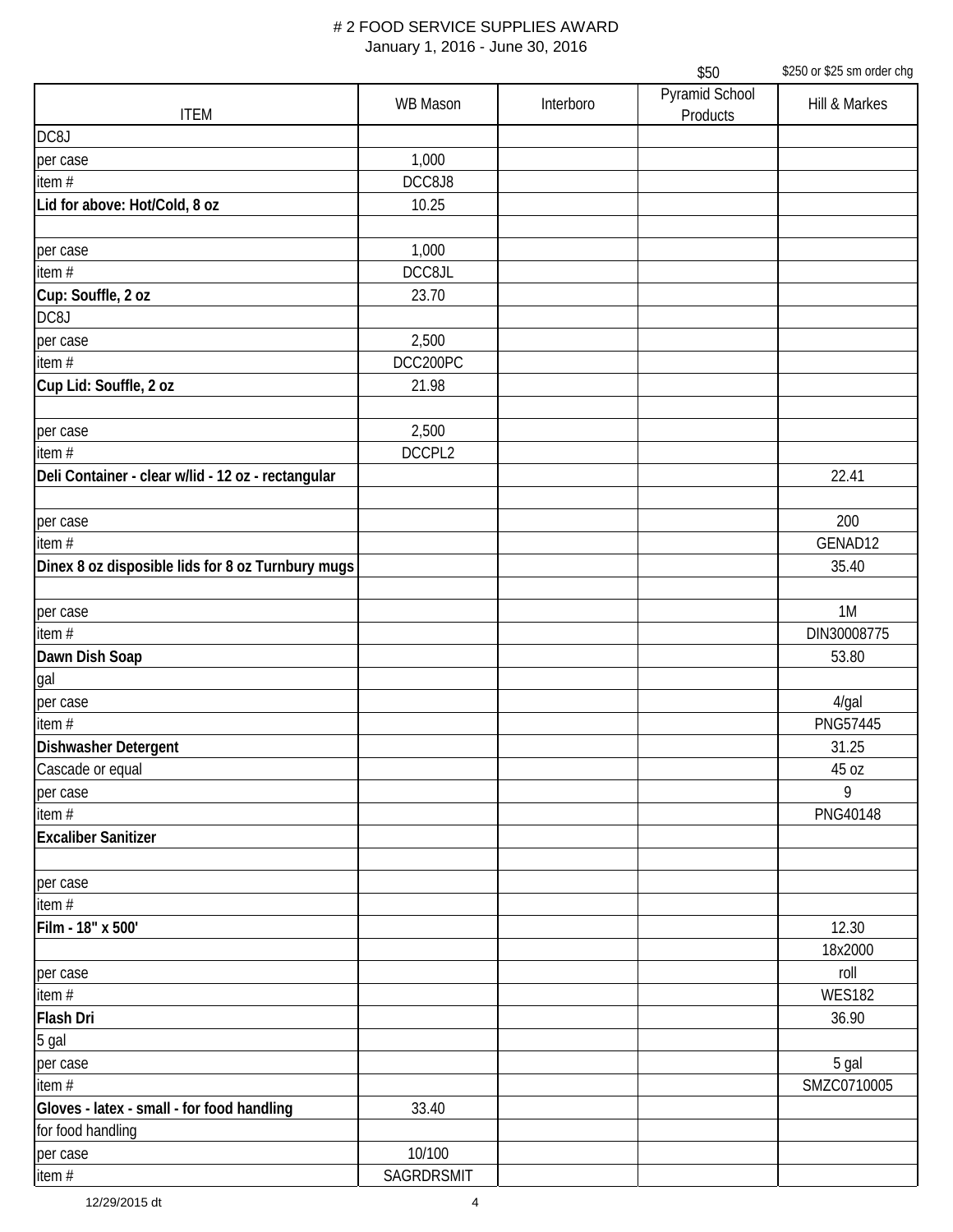# # 2 FOOD SERVICE SUPPLIES AWARD

January 1, 2016 - June 30, 2016

| ITEM | WB Mason | Interboro | Pyramid School Products ($50) | Hill & Markes ($250 or $25 sm order chg) |
|---|---|---|---|---|
| DC8J | | | | |
| per case | 1,000 | | | |
| item # | DCC8J8 | | | |
| **Lid for above: Hot/Cold, 8 oz** | 10.25 | | | |
| | | | | |
| per case | 1,000 | | | |
| item # | DCC8JL | | | |
| **Cup: Souffle, 2 oz** | 23.70 | | | |
| DC8J | | | | |
| per case | 2,500 | | | |
| item # | DCC200PC | | | |
| **Cup Lid: Souffle, 2 oz** | 21.98 | | | |
| | | | | |
| per case | 2,500 | | | |
| item # | DCCPL2 | | | |
| **Deli Container - clear w/lid - 12 oz - rectangular** | | | | 22.41 |
| | | | | |
| per case | | | | 200 |
| item # | | | | GENAD12 |
| **Dinex 8 oz disposible lids for 8 oz Turnbury mugs** | | | | 35.40 |
| | | | | |
| per case | | | | 1M |
| item # | | | | DIN30008775 |
| **Dawn Dish Soap** | | | | 53.80 |
| gal | | | | |
| per case | | | | 4/gal |
| item # | | | | PNG57445 |
| **Dishwasher Detergent** | | | | 31.25 |
| Cascade or equal | | | | 45 oz |
| per case | | | | 9 |
| item # | | | | PNG40148 |
| **Excaliber Sanitizer** | | | | |
| | | | | |
| per case | | | | |
| item # | | | | |
| **Film - 18" x 500'** | | | | 12.30 |
| | | | | 18x2000 |
| per case | | | | roll |
| item # | | | | WES182 |
| **Flash Dri** | | | | 36.90 |
| 5 gal | | | | |
| per case | | | | 5 gal |
| item # | | | | SMZC0710005 |
| **Gloves - latex - small - for food handling** | 33.40 | | | |
| for food handling | | | | |
| per case | 10/100 | | | |
| item # | SAGRDRSMIT | | | |

12/29/2015 dt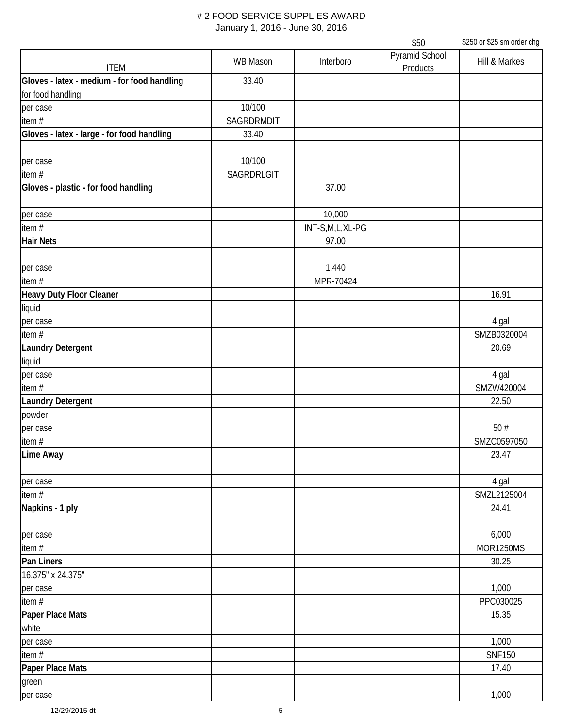# 2 FOOD SERVICE SUPPLIES AWARD

January 1, 2016 - June 30, 2016

| ITEM | WB Mason | Interboro | Pyramid School Products | Hill & Markes |
|---|---|---|---|---|
| | | | $50 | $250 or $25 sm order chg |
| **Gloves - latex - medium - for food handling** | 33.40 | | | |
| for food handling | | | | |
| per case | 10/100 | | | |
| item # | SAGRDRMDIT | | | |
| **Gloves - latex - large - for food handling** | 33.40 | | | |
| | | | | |
| per case | 10/100 | | | |
| item # | SAGRDRLGIT | | | |
| **Gloves - plastic - for food handling** | | 37.00 | | |
| | | | | |
| per case | | 10,000 | | |
| item # | | INT-S,M,L,XL-PG | | |
| **Hair Nets** | | 97.00 | | |
| | | | | |
| per case | | 1,440 | | |
| item # | | MPR-70424 | | |
| **Heavy Duty Floor Cleaner** | | | | 16.91 |
| liquid | | | | |
| per case | | | | 4 gal |
| item # | | | | SMZB0320004 |
| **Laundry Detergent** | | | | 20.69 |
| liquid | | | | |
| per case | | | | 4 gal |
| item # | | | | SMZW420004 |
| **Laundry Detergent** | | | | 22.50 |
| powder | | | | |
| per case | | | | 50 # |
| item # | | | | SMZC0597050 |
| **Lime Away** | | | | 23.47 |
| | | | | |
| per case | | | | 4 gal |
| item # | | | | SMZL2125004 |
| **Napkins - 1 ply** | | | | 24.41 |
| | | | | |
| per case | | | | 6,000 |
| item # | | | | MOR1250MS |
| **Pan Liners** | | | | 30.25 |
| 16.375" x 24.375" | | | | |
| per case | | | | 1,000 |
| item # | | | | PPC030025 |
| **Paper Place Mats** | | | | 15.35 |
| white | | | | |
| per case | | | | 1,000 |
| item # | | | | SNF150 |
| **Paper Place Mats** | | | | 17.40 |
| green | | | | |
| per case | | | | 1,000 |

12/29/2015 dt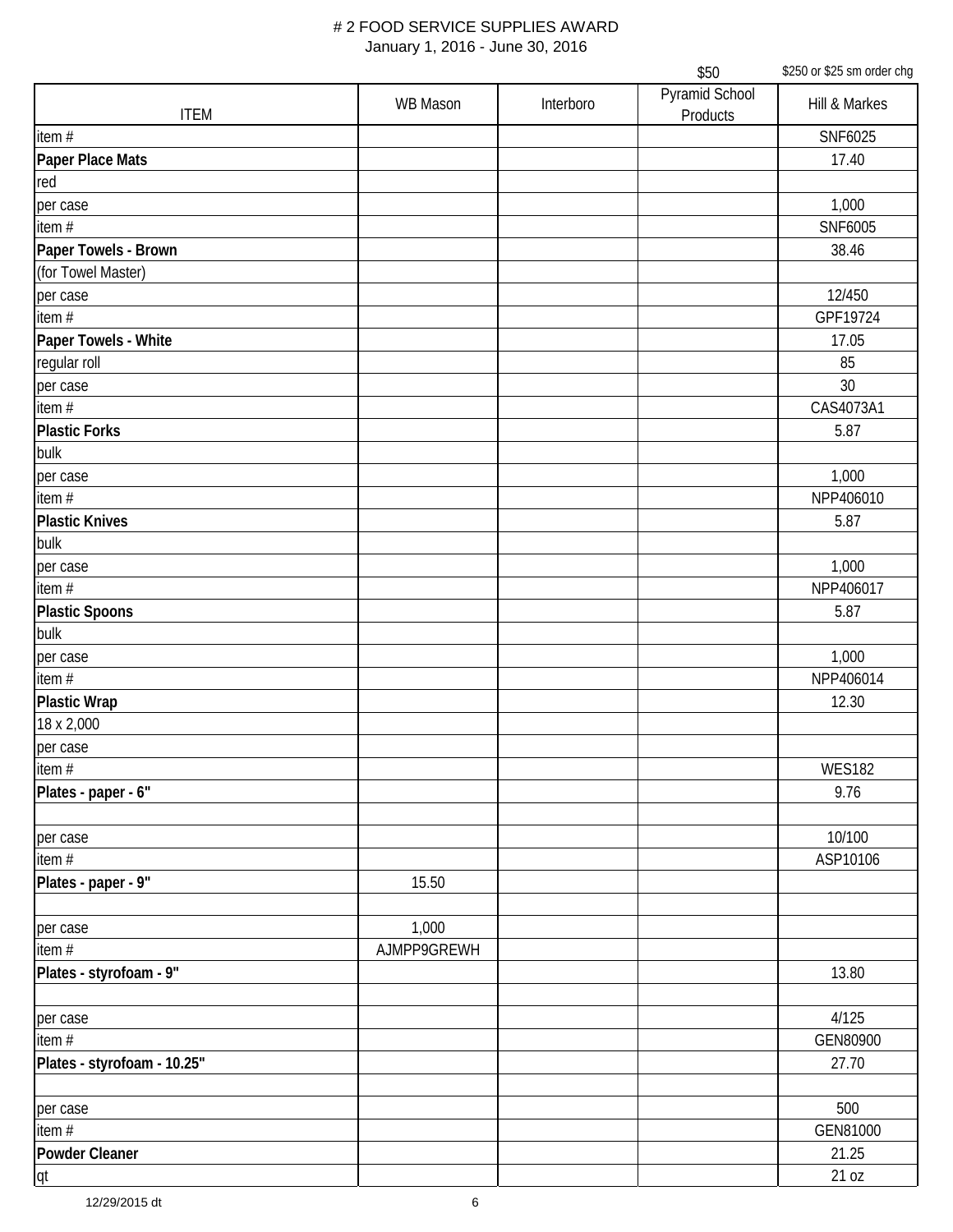# # 2 FOOD SERVICE SUPPLIES AWARD

January 1, 2016 - June 30, 2016

| ITEM | WB Mason | Interboro | Pyramid School Products | Hill & Markes |
|---|---|---|---|---|
| | | | $50 | $250 or $25 sm order chg |
| item # | | | | SNF6025 |
| **Paper Place Mats** | | | | 17.40 |
| red | | | | |
| per case | | | | 1,000 |
| item # | | | | SNF6005 |
| **Paper Towels - Brown** | | | | 38.46 |
| (for Towel Master) | | | | |
| per case | | | | 12/450 |
| item # | | | | GPF19724 |
| **Paper Towels - White** | | | | 17.05 |
| regular roll | | | | 85 |
| per case | | | | 30 |
| item # | | | | CAS4073A1 |
| **Plastic Forks** | | | | 5.87 |
| bulk | | | | |
| per case | | | | 1,000 |
| item # | | | | NPP406010 |
| **Plastic Knives** | | | | 5.87 |
| bulk | | | | |
| per case | | | | 1,000 |
| item # | | | | NPP406017 |
| **Plastic Spoons** | | | | 5.87 |
| bulk | | | | |
| per case | | | | 1,000 |
| item # | | | | NPP406014 |
| **Plastic Wrap** | | | | 12.30 |
| 18 x 2,000 | | | | |
| per case | | | | |
| item # | | | | WES182 |
| **Plates - paper - 6"** | | | | 9.76 |
| | | | | |
| per case | | | | 10/100 |
| item # | | | | ASP10106 |
| **Plates - paper - 9"** | 15.50 | | | |
| | | | | |
| per case | 1,000 | | | |
| item # | AJMPP9GREWH | | | |
| **Plates - styrofoam - 9"** | | | | 13.80 |
| | | | | |
| per case | | | | 4/125 |
| item # | | | | GEN80900 |
| **Plates - styrofoam - 10.25"** | | | | 27.70 |
| | | | | |
| per case | | | | 500 |
| item # | | | | GEN81000 |
| **Powder Cleaner** | | | | 21.25 |
| qt | | | | 21 oz |

12/29/2015 dt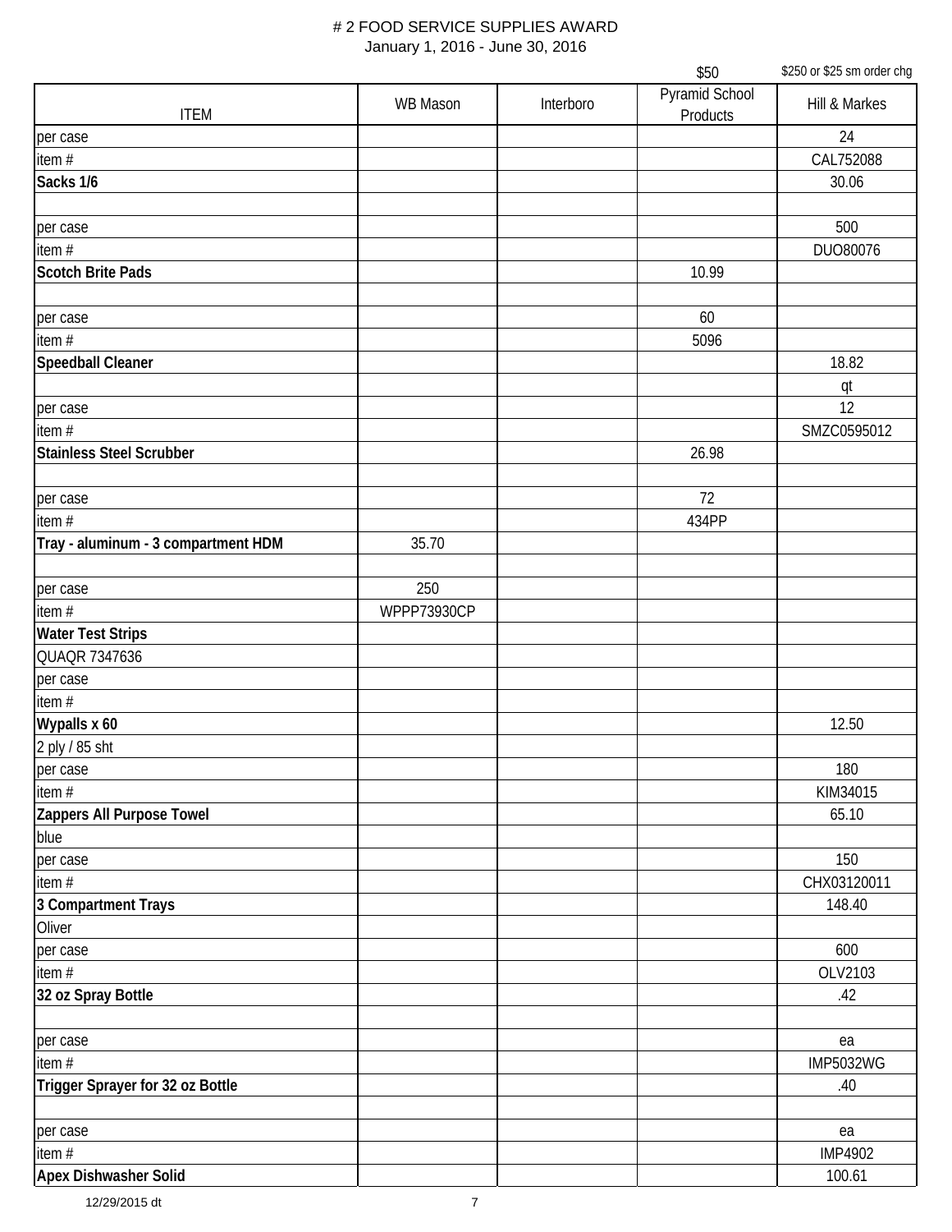# # 2 FOOD SERVICE SUPPLIES AWARD

January 1, 2016 - June 30, 2016

| ITEM | WB Mason | Interboro | $50<br>Pyramid School Products | $250 or $25 sm order chg<br>Hill & Markes |
|---|---|---|---|---|
| per case | | | | 24 |
| item # | | | | CAL752088 |
| **Sacks 1/6** | | | | 30.06 |
| | | | | |
| per case | | | | 500 |
| item # | | | | DUO80076 |
| **Scotch Brite Pads** | | | 10.99 | |
| | | | | |
| per case | | | 60 | |
| item # | | | 5096 | |
| **Speedball Cleaner** | | | | 18.82 |
| | | | | qt |
| per case | | | | 12 |
| item # | | | | SMZC0595012 |
| **Stainless Steel Scrubber** | | | 26.98 | |
| | | | | |
| per case | | | 72 | |
| item # | | | 434PP | |
| **Tray - aluminum - 3 compartment HDM** | 35.70 | | | |
| | | | | |
| per case | 250 | | | |
| item # | WPPP73930CP | | | |
| **Water Test Strips** | | | | |
| QUAQR 7347636 | | | | |
| per case | | | | |
| item # | | | | |
| **Wypalls x 60** | | | | 12.50 |
| 2 ply / 85 sht | | | | |
| per case | | | | 180 |
| item # | | | | KIM34015 |
| **Zappers All Purpose Towel** | | | | 65.10 |
| blue | | | | |
| per case | | | | 150 |
| item # | | | | CHX03120011 |
| **3 Compartment Trays** | | | | 148.40 |
| Oliver | | | | |
| per case | | | | 600 |
| item # | | | | OLV2103 |
| **32 oz Spray Bottle** | | | | .42 |
| | | | | |
| per case | | | | ea |
| item # | | | | IMP5032WG |
| **Trigger Sprayer for 32 oz Bottle** | | | | .40 |
| | | | | |
| per case | | | | ea |
| item # | | | | IMP4902 |
| **Apex Dishwasher Solid** | | | | 100.61 |

12/29/2015 dt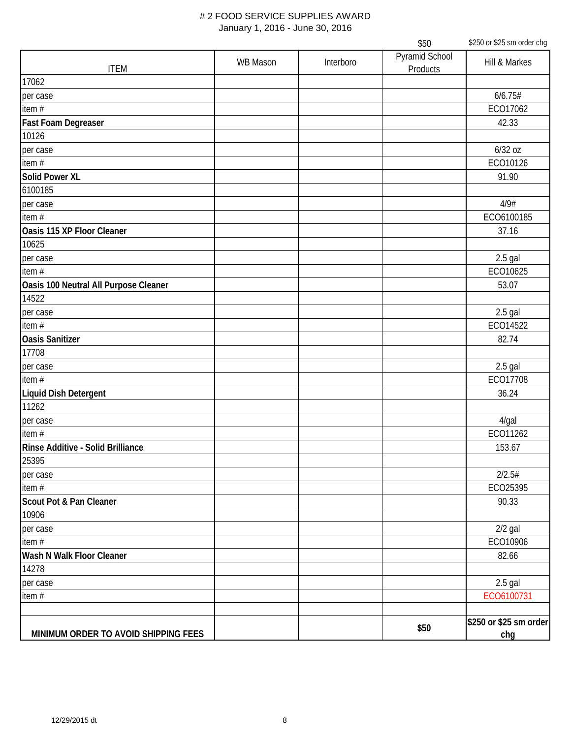# # 2 FOOD SERVICE SUPPLIES AWARD

January 1, 2016 - June 30, 2016

| ITEM | WB Mason | Interboro | Pyramid School Products | Hill & Markes |
|---|---|---|---|---|
| | | | $50 | $250 or $25 sm order chg |
| 17062 | | | | |
| per case | | | | 6/6.75# |
| item # | | | | ECO17062 |
| **Fast Foam Degreaser** | | | | 42.33 |
| 10126 | | | | |
| per case | | | | 6/32 oz |
| item # | | | | ECO10126 |
| **Solid Power XL** | | | | 91.90 |
| 6100185 | | | | |
| per case | | | | 4/9# |
| item # | | | | ECO6100185 |
| **Oasis 115 XP Floor Cleaner** | | | | 37.16 |
| 10625 | | | | |
| per case | | | | 2.5 gal |
| item # | | | | ECO10625 |
| **Oasis 100 Neutral All Purpose Cleaner** | | | | 53.07 |
| 14522 | | | | |
| per case | | | | 2.5 gal |
| item # | | | | ECO14522 |
| **Oasis Sanitizer** | | | | 82.74 |
| 17708 | | | | |
| per case | | | | 2.5 gal |
| item # | | | | ECO17708 |
| **Liquid Dish Detergent** | | | | 36.24 |
| 11262 | | | | |
| per case | | | | 4/gal |
| item # | | | | ECO11262 |
| **Rinse Additive - Solid Brilliance** | | | | 153.67 |
| 25395 | | | | |
| per case | | | | 2/2.5# |
| item # | | | | ECO25395 |
| **Scout Pot & Pan Cleaner** | | | | 90.33 |
| 10906 | | | | |
| per case | | | | 2/2 gal |
| item # | | | | ECO10906 |
| **Wash N Walk Floor Cleaner** | | | | 82.66 |
| 14278 | | | | |
| per case | | | | 2.5 gal |
| item # | | | | ECO6100731 |
| | | | | |
| **MINIMUM ORDER TO AVOID SHIPPING FEES** | | | **$50** | **$250 or $25 sm order chg** |

12/29/2015 dt